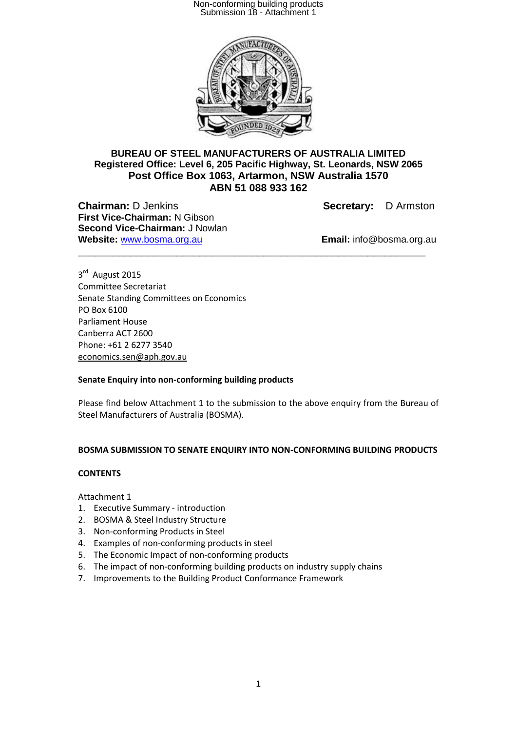**BUREAU OF STEEL MANUFACTURERS OF AUSTRALIA LIMITED**
**Registered Office: Level 6, 205 Pacific Highway, St. Leonards, NSW 2065**
**Post Office Box 1063, Artarmon, NSW Australia 1570**
**ABN 51 088 933 162**

**Chairman:** D Jenkins
**First Vice-Chairman:** N Gibson
**Second Vice-Chairman:** J Nowlan
**Website:** www.bosma.org.au

**Secretary:** D Armston
**Email:** info@bosma.org.au

---

3rd August 2015
Committee Secretariat
Senate Standing Committees on Economics
PO Box 6100
Parliament House
Canberra ACT 2600
Phone: +61 2 6277 3540
economics.sen@aph.gov.au

**Senate Enquiry into non-conforming building products**

Please find below Attachment 1 to the submission to the above enquiry from the Bureau of Steel Manufacturers of Australia (BOSMA).

**BOSMA SUBMISSION TO SENATE ENQUIRY INTO NON-CONFORMING BUILDING PRODUCTS**

**CONTENTS**

Attachment 1

1. Executive Summary - introduction
2. BOSMA & Steel Industry Structure
3. Non-conforming Products in Steel
4. Examples of non-conforming products in steel
5. The Economic Impact of non-conforming products
6. The impact of non-conforming building products on industry supply chains
7. Improvements to the Building Product Conformance Framework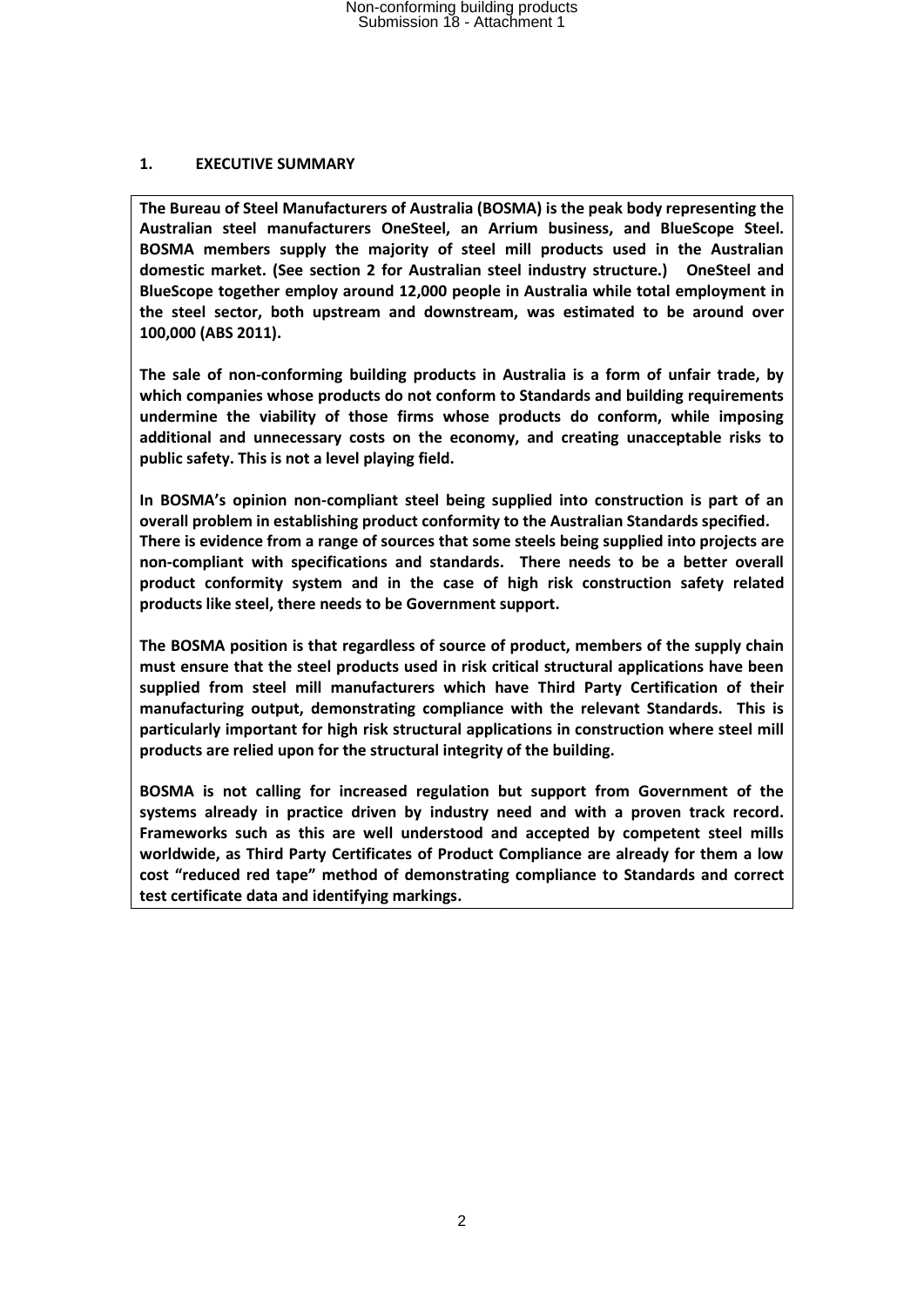# 1. EXECUTIVE SUMMARY

**The Bureau of Steel Manufacturers of Australia (BOSMA) is the peak body representing the Australian steel manufacturers OneSteel, an Arrium business, and BlueScope Steel. BOSMA members supply the majority of steel mill products used in the Australian domestic market. (See section 2 for Australian steel industry structure.) OneSteel and BlueScope together employ around 12,000 people in Australia while total employment in the steel sector, both upstream and downstream, was estimated to be around over 100,000 (ABS 2011).**

**The sale of non-conforming building products in Australia is a form of unfair trade, by which companies whose products do not conform to Standards and building requirements undermine the viability of those firms whose products do conform, while imposing additional and unnecessary costs on the economy, and creating unacceptable risks to public safety. This is not a level playing field.**

**In BOSMA's opinion non-compliant steel being supplied into construction is part of an overall problem in establishing product conformity to the Australian Standards specified.**
**There is evidence from a range of sources that some steels being supplied into projects are non-compliant with specifications and standards. There needs to be a better overall product conformity system and in the case of high risk construction safety related products like steel, there needs to be Government support.**

**The BOSMA position is that regardless of source of product, members of the supply chain must ensure that the steel products used in risk critical structural applications have been supplied from steel mill manufacturers which have Third Party Certification of their manufacturing output, demonstrating compliance with the relevant Standards. This is particularly important for high risk structural applications in construction where steel mill products are relied upon for the structural integrity of the building.**

**BOSMA is not calling for increased regulation but support from Government of the systems already in practice driven by industry need and with a proven track record. Frameworks such as this are well understood and accepted by competent steel mills worldwide, as Third Party Certificates of Product Compliance are already for them a low cost "reduced red tape" method of demonstrating compliance to Standards and correct test certificate data and identifying markings.**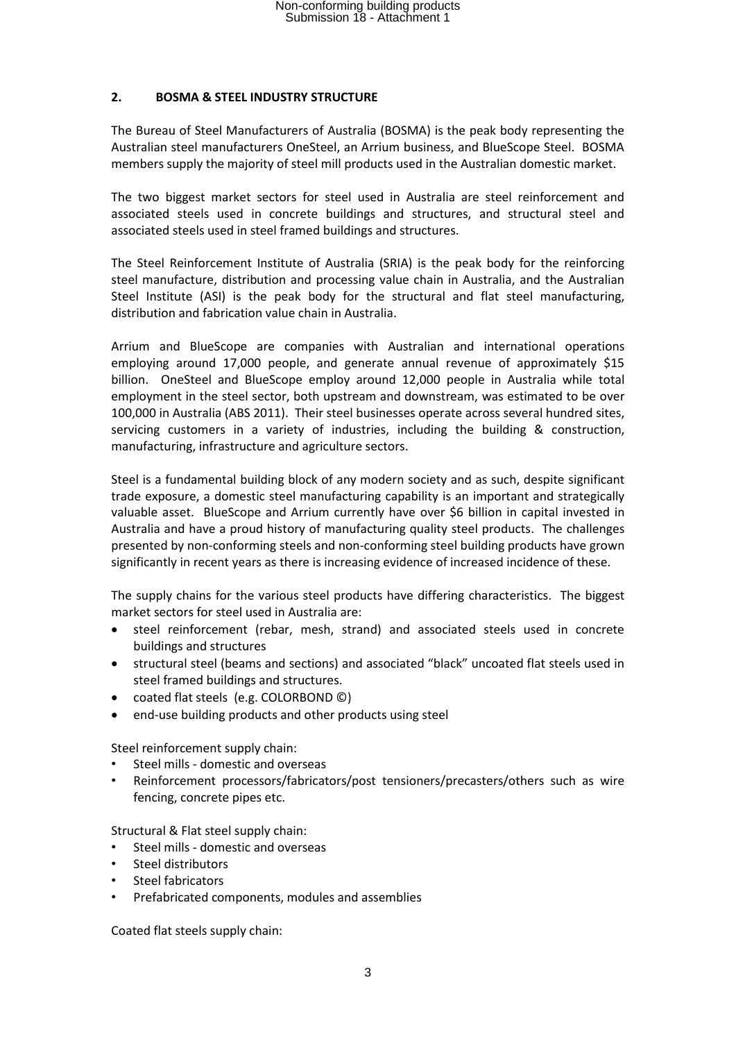## 2. BOSMA & STEEL INDUSTRY STRUCTURE

The Bureau of Steel Manufacturers of Australia (BOSMA) is the peak body representing the Australian steel manufacturers OneSteel, an Arrium business, and BlueScope Steel. BOSMA members supply the majority of steel mill products used in the Australian domestic market.

The two biggest market sectors for steel used in Australia are steel reinforcement and associated steels used in concrete buildings and structures, and structural steel and associated steels used in steel framed buildings and structures.

The Steel Reinforcement Institute of Australia (SRIA) is the peak body for the reinforcing steel manufacture, distribution and processing value chain in Australia, and the Australian Steel Institute (ASI) is the peak body for the structural and flat steel manufacturing, distribution and fabrication value chain in Australia.

Arrium and BlueScope are companies with Australian and international operations employing around 17,000 people, and generate annual revenue of approximately $15 billion. OneSteel and BlueScope employ around 12,000 people in Australia while total employment in the steel sector, both upstream and downstream, was estimated to be over 100,000 in Australia (ABS 2011). Their steel businesses operate across several hundred sites, servicing customers in a variety of industries, including the building & construction, manufacturing, infrastructure and agriculture sectors.

Steel is a fundamental building block of any modern society and as such, despite significant trade exposure, a domestic steel manufacturing capability is an important and strategically valuable asset. BlueScope and Arrium currently have over $6 billion in capital invested in Australia and have a proud history of manufacturing quality steel products. The challenges presented by non-conforming steels and non-conforming steel building products have grown significantly in recent years as there is increasing evidence of increased incidence of these.

The supply chains for the various steel products have differing characteristics. The biggest market sectors for steel used in Australia are:

- steel reinforcement (rebar, mesh, strand) and associated steels used in concrete buildings and structures
- structural steel (beams and sections) and associated "black" uncoated flat steels used in steel framed buildings and structures.
- coated flat steels (e.g. COLORBOND ©)
- end-use building products and other products using steel

Steel reinforcement supply chain:

- Steel mills - domestic and overseas
- Reinforcement processors/fabricators/post tensioners/precasters/others such as wire fencing, concrete pipes etc.

Structural & Flat steel supply chain:

- Steel mills - domestic and overseas
- Steel distributors
- Steel fabricators
- Prefabricated components, modules and assemblies

Coated flat steels supply chain: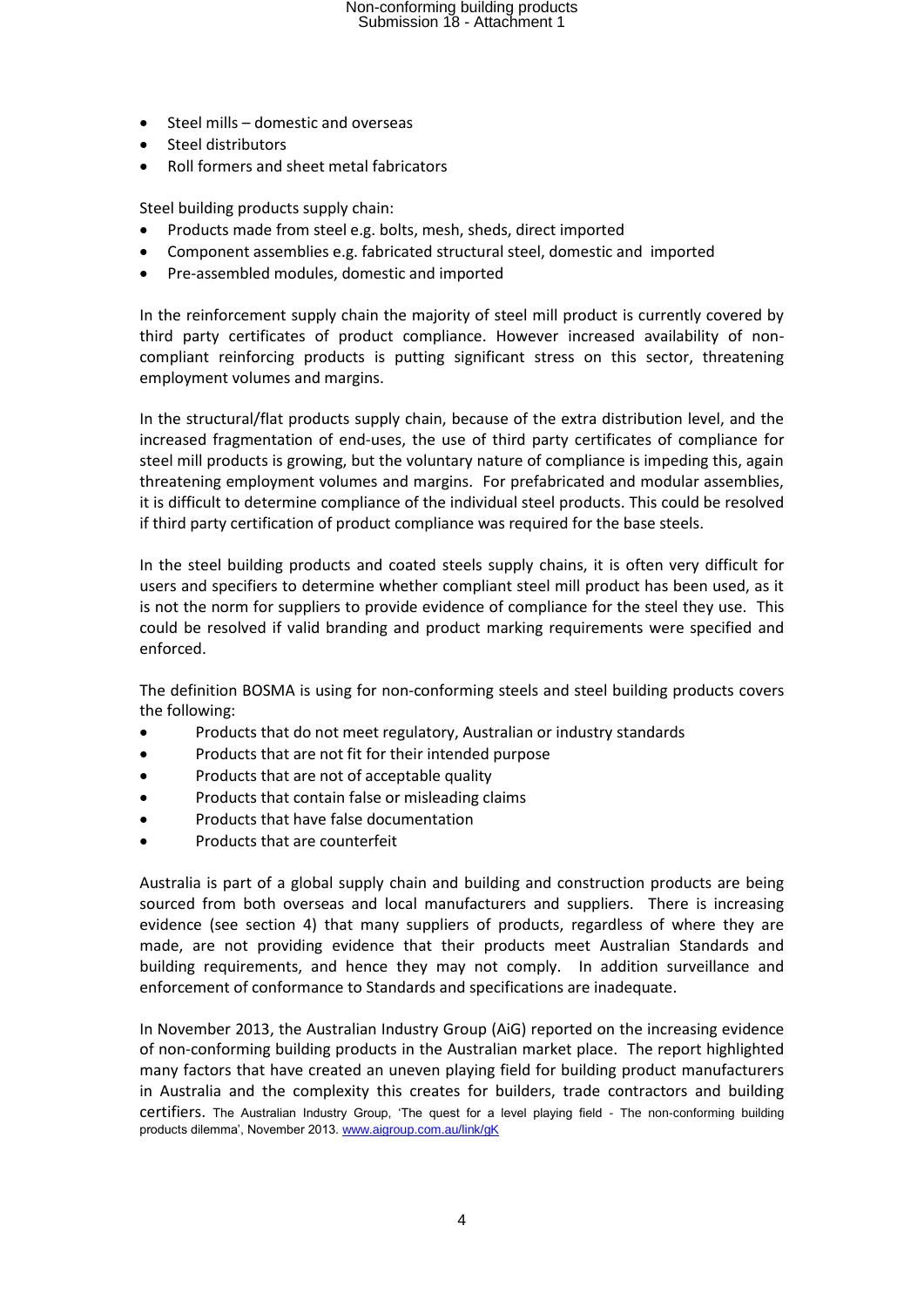- Steel mills – domestic and overseas
- Steel distributors
- Roll formers and sheet metal fabricators

Steel building products supply chain:

- Products made from steel e.g. bolts, mesh, sheds, direct imported
- Component assemblies e.g. fabricated structural steel, domestic and imported
- Pre-assembled modules, domestic and imported

In the reinforcement supply chain the majority of steel mill product is currently covered by third party certificates of product compliance. However increased availability of non-compliant reinforcing products is putting significant stress on this sector, threatening employment volumes and margins.

In the structural/flat products supply chain, because of the extra distribution level, and the increased fragmentation of end-uses, the use of third party certificates of compliance for steel mill products is growing, but the voluntary nature of compliance is impeding this, again threatening employment volumes and margins. For prefabricated and modular assemblies, it is difficult to determine compliance of the individual steel products. This could be resolved if third party certification of product compliance was required for the base steels.

In the steel building products and coated steels supply chains, it is often very difficult for users and specifiers to determine whether compliant steel mill product has been used, as it is not the norm for suppliers to provide evidence of compliance for the steel they use. This could be resolved if valid branding and product marking requirements were specified and enforced.

The definition BOSMA is using for non-conforming steels and steel building products covers the following:

- Products that do not meet regulatory, Australian or industry standards
- Products that are not fit for their intended purpose
- Products that are not of acceptable quality
- Products that contain false or misleading claims
- Products that have false documentation
- Products that are counterfeit

Australia is part of a global supply chain and building and construction products are being sourced from both overseas and local manufacturers and suppliers. There is increasing evidence (see section 4) that many suppliers of products, regardless of where they are made, are not providing evidence that their products meet Australian Standards and building requirements, and hence they may not comply. In addition surveillance and enforcement of conformance to Standards and specifications are inadequate.

In November 2013, the Australian Industry Group (AiG) reported on the increasing evidence of non-conforming building products in the Australian market place. The report highlighted many factors that have created an uneven playing field for building product manufacturers in Australia and the complexity this creates for builders, trade contractors and building certifiers. The Australian Industry Group, 'The quest for a level playing field - The non-conforming building products dilemma', November 2013. www.aigroup.com.au/link/gK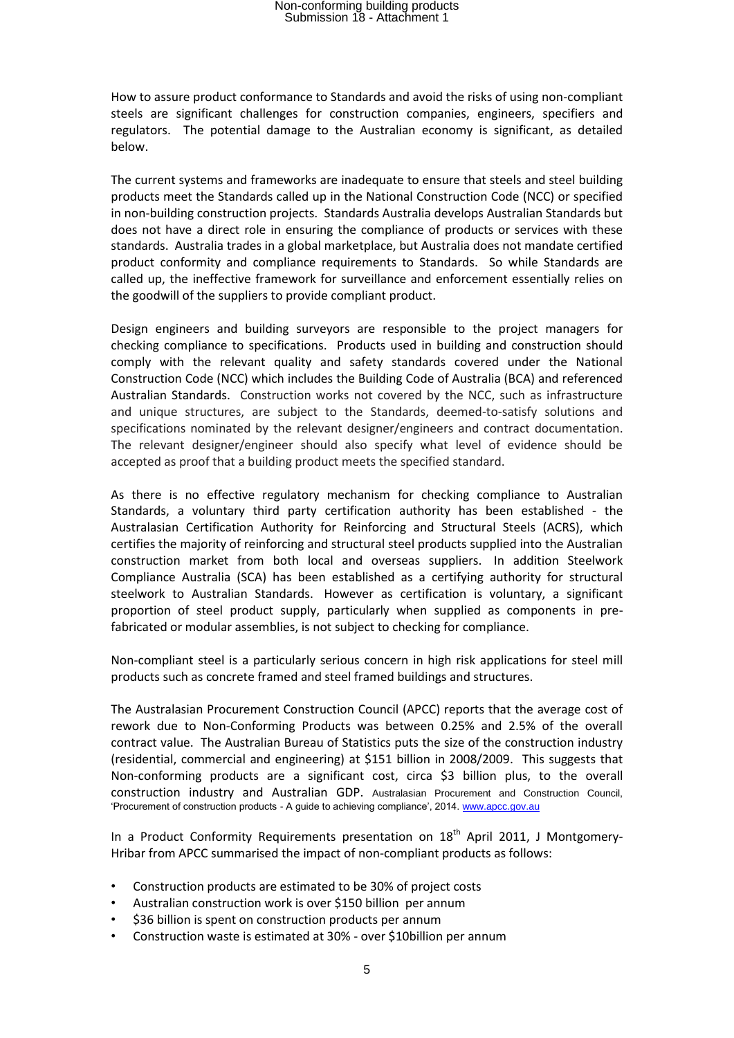How to assure product conformance to Standards and avoid the risks of using non-compliant steels are significant challenges for construction companies, engineers, specifiers and regulators. The potential damage to the Australian economy is significant, as detailed below.

The current systems and frameworks are inadequate to ensure that steels and steel building products meet the Standards called up in the National Construction Code (NCC) or specified in non-building construction projects. Standards Australia develops Australian Standards but does not have a direct role in ensuring the compliance of products or services with these standards. Australia trades in a global marketplace, but Australia does not mandate certified product conformity and compliance requirements to Standards. So while Standards are called up, the ineffective framework for surveillance and enforcement essentially relies on the goodwill of the suppliers to provide compliant product.

Design engineers and building surveyors are responsible to the project managers for checking compliance to specifications. Products used in building and construction should comply with the relevant quality and safety standards covered under the National Construction Code (NCC) which includes the Building Code of Australia (BCA) and referenced Australian Standards. Construction works not covered by the NCC, such as infrastructure and unique structures, are subject to the Standards, deemed-to-satisfy solutions and specifications nominated by the relevant designer/engineers and contract documentation. The relevant designer/engineer should also specify what level of evidence should be accepted as proof that a building product meets the specified standard.

As there is no effective regulatory mechanism for checking compliance to Australian Standards, a voluntary third party certification authority has been established - the Australasian Certification Authority for Reinforcing and Structural Steels (ACRS), which certifies the majority of reinforcing and structural steel products supplied into the Australian construction market from both local and overseas suppliers. In addition Steelwork Compliance Australia (SCA) has been established as a certifying authority for structural steelwork to Australian Standards. However as certification is voluntary, a significant proportion of steel product supply, particularly when supplied as components in pre-fabricated or modular assemblies, is not subject to checking for compliance.

Non-compliant steel is a particularly serious concern in high risk applications for steel mill products such as concrete framed and steel framed buildings and structures.

The Australasian Procurement Construction Council (APCC) reports that the average cost of rework due to Non-Conforming Products was between 0.25% and 2.5% of the overall contract value. The Australian Bureau of Statistics puts the size of the construction industry (residential, commercial and engineering) at $151 billion in 2008/2009. This suggests that Non-conforming products are a significant cost, circa $3 billion plus, to the overall construction industry and Australian GDP. Australasian Procurement and Construction Council, 'Procurement of construction products - A guide to achieving compliance', 2014. www.apcc.gov.au

In a Product Conformity Requirements presentation on 18th April 2011, J Montgomery-Hribar from APCC summarised the impact of non-compliant products as follows:

- Construction products are estimated to be 30% of project costs
- Australian construction work is over $150 billion per annum
- $36 billion is spent on construction products per annum
- Construction waste is estimated at 30% - over $10billion per annum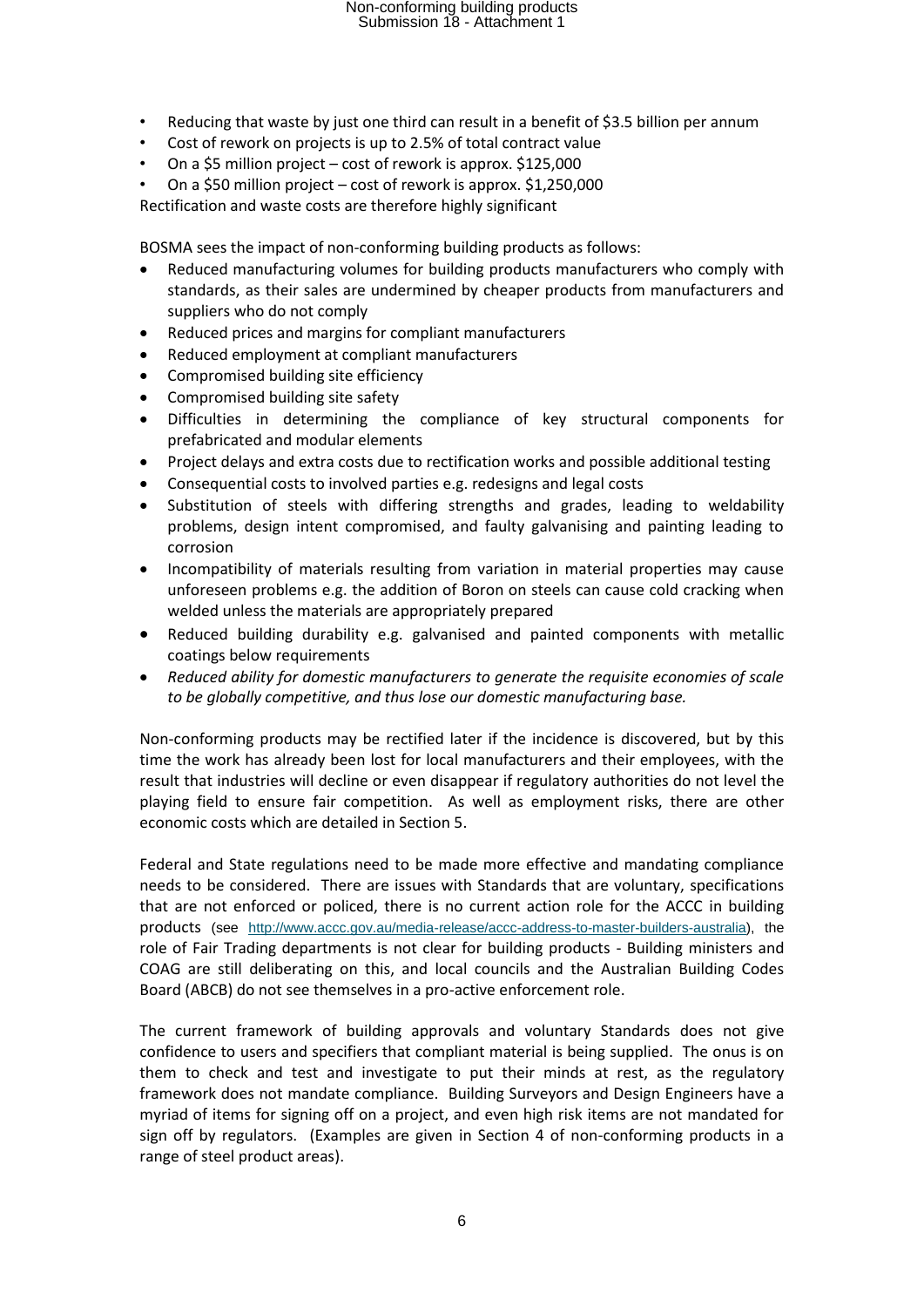- Reducing that waste by just one third can result in a benefit of $3.5 billion per annum
- Cost of rework on projects is up to 2.5% of total contract value
- On a $5 million project – cost of rework is approx. $125,000
- On a $50 million project – cost of rework is approx. $1,250,000

Rectification and waste costs are therefore highly significant

BOSMA sees the impact of non-conforming building products as follows:

- Reduced manufacturing volumes for building products manufacturers who comply with standards, as their sales are undermined by cheaper products from manufacturers and suppliers who do not comply
- Reduced prices and margins for compliant manufacturers
- Reduced employment at compliant manufacturers
- Compromised building site efficiency
- Compromised building site safety
- Difficulties in determining the compliance of key structural components for prefabricated and modular elements
- Project delays and extra costs due to rectification works and possible additional testing
- Consequential costs to involved parties e.g. redesigns and legal costs
- Substitution of steels with differing strengths and grades, leading to weldability problems, design intent compromised, and faulty galvanising and painting leading to corrosion
- Incompatibility of materials resulting from variation in material properties may cause unforeseen problems e.g. the addition of Boron on steels can cause cold cracking when welded unless the materials are appropriately prepared
- Reduced building durability e.g. galvanised and painted components with metallic coatings below requirements
- *Reduced ability for domestic manufacturers to generate the requisite economies of scale to be globally competitive, and thus lose our domestic manufacturing base.*

Non-conforming products may be rectified later if the incidence is discovered, but by this time the work has already been lost for local manufacturers and their employees, with the result that industries will decline or even disappear if regulatory authorities do not level the playing field to ensure fair competition. As well as employment risks, there are other economic costs which are detailed in Section 5.

Federal and State regulations need to be made more effective and mandating compliance needs to be considered. There are issues with Standards that are voluntary, specifications that are not enforced or policed, there is no current action role for the ACCC in building products (see http://www.accc.gov.au/media-release/accc-address-to-master-builders-australia), the role of Fair Trading departments is not clear for building products - Building ministers and COAG are still deliberating on this, and local councils and the Australian Building Codes Board (ABCB) do not see themselves in a pro-active enforcement role.

The current framework of building approvals and voluntary Standards does not give confidence to users and specifiers that compliant material is being supplied. The onus is on them to check and test and investigate to put their minds at rest, as the regulatory framework does not mandate compliance. Building Surveyors and Design Engineers have a myriad of items for signing off on a project, and even high risk items are not mandated for sign off by regulators. (Examples are given in Section 4 of non-conforming products in a range of steel product areas).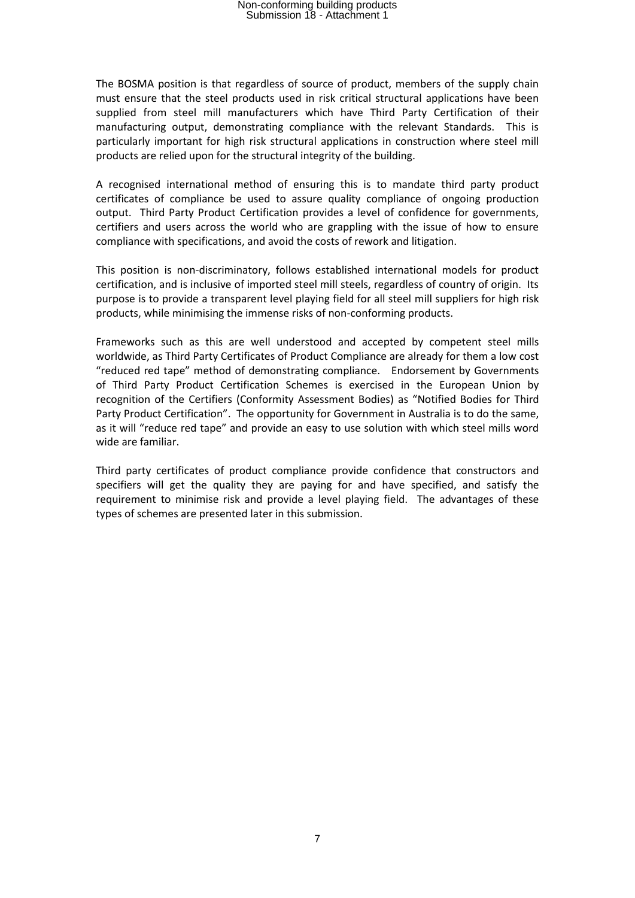The BOSMA position is that regardless of source of product, members of the supply chain must ensure that the steel products used in risk critical structural applications have been supplied from steel mill manufacturers which have Third Party Certification of their manufacturing output, demonstrating compliance with the relevant Standards. This is particularly important for high risk structural applications in construction where steel mill products are relied upon for the structural integrity of the building.

A recognised international method of ensuring this is to mandate third party product certificates of compliance be used to assure quality compliance of ongoing production output. Third Party Product Certification provides a level of confidence for governments, certifiers and users across the world who are grappling with the issue of how to ensure compliance with specifications, and avoid the costs of rework and litigation.

This position is non-discriminatory, follows established international models for product certification, and is inclusive of imported steel mill steels, regardless of country of origin. Its purpose is to provide a transparent level playing field for all steel mill suppliers for high risk products, while minimising the immense risks of non-conforming products.

Frameworks such as this are well understood and accepted by competent steel mills worldwide, as Third Party Certificates of Product Compliance are already for them a low cost "reduced red tape" method of demonstrating compliance. Endorsement by Governments of Third Party Product Certification Schemes is exercised in the European Union by recognition of the Certifiers (Conformity Assessment Bodies) as "Notified Bodies for Third Party Product Certification". The opportunity for Government in Australia is to do the same, as it will "reduce red tape" and provide an easy to use solution with which steel mills word wide are familiar.

Third party certificates of product compliance provide confidence that constructors and specifiers will get the quality they are paying for and have specified, and satisfy the requirement to minimise risk and provide a level playing field. The advantages of these types of schemes are presented later in this submission.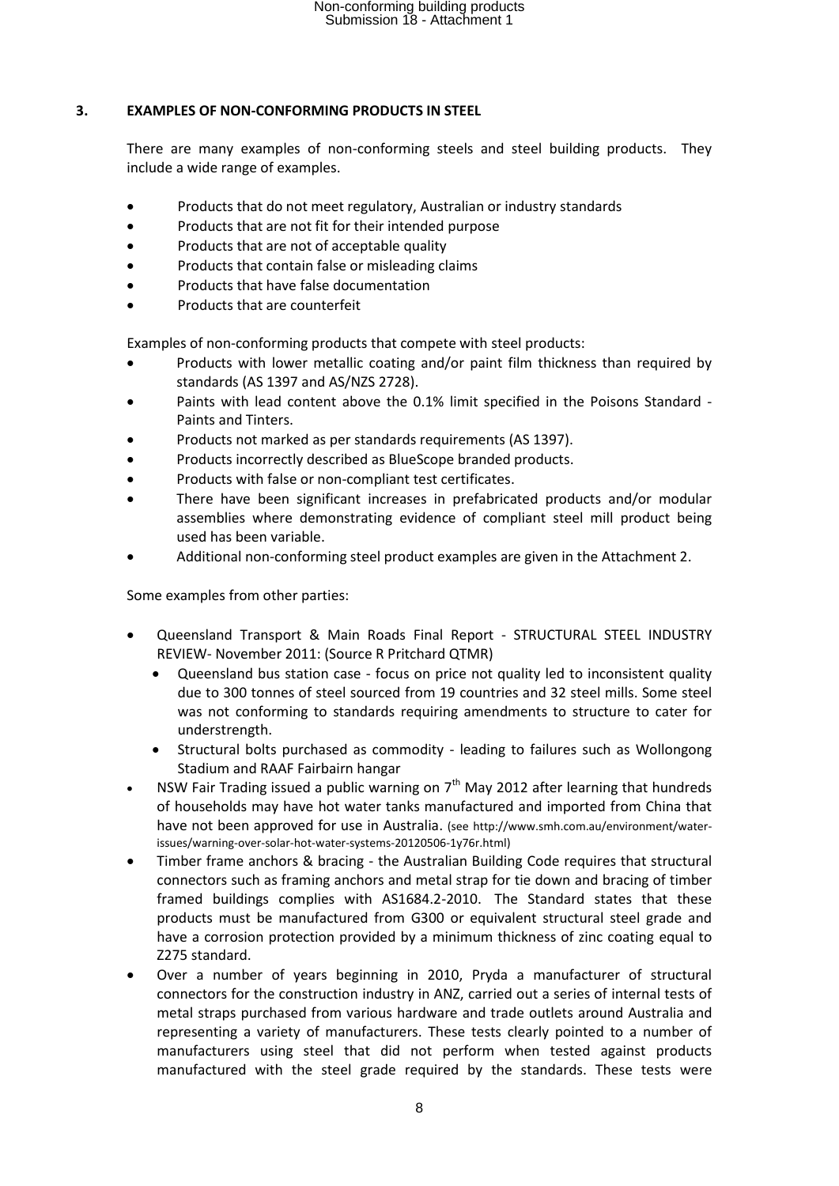## 3. EXAMPLES OF NON-CONFORMING PRODUCTS IN STEEL

There are many examples of non-conforming steels and steel building products. They include a wide range of examples.

- Products that do not meet regulatory, Australian or industry standards
- Products that are not fit for their intended purpose
- Products that are not of acceptable quality
- Products that contain false or misleading claims
- Products that have false documentation
- Products that are counterfeit

Examples of non-conforming products that compete with steel products:

- Products with lower metallic coating and/or paint film thickness than required by standards (AS 1397 and AS/NZS 2728).
- Paints with lead content above the 0.1% limit specified in the Poisons Standard - Paints and Tinters.
- Products not marked as per standards requirements (AS 1397).
- Products incorrectly described as BlueScope branded products.
- Products with false or non-compliant test certificates.
- There have been significant increases in prefabricated products and/or modular assemblies where demonstrating evidence of compliant steel mill product being used has been variable.
- Additional non-conforming steel product examples are given in the Attachment 2.

Some examples from other parties:

- Queensland Transport & Main Roads Final Report - STRUCTURAL STEEL INDUSTRY REVIEW- November 2011: (Source R Pritchard QTMR)
  - Queensland bus station case - focus on price not quality led to inconsistent quality due to 300 tonnes of steel sourced from 19 countries and 32 steel mills. Some steel was not conforming to standards requiring amendments to structure to cater for understrength.
  - Structural bolts purchased as commodity - leading to failures such as Wollongong Stadium and RAAF Fairbairn hangar
- NSW Fair Trading issued a public warning on 7th May 2012 after learning that hundreds of households may have hot water tanks manufactured and imported from China that have not been approved for use in Australia. (see http://www.smh.com.au/environment/water-issues/warning-over-solar-hot-water-systems-20120506-1y76r.html)
- Timber frame anchors & bracing - the Australian Building Code requires that structural connectors such as framing anchors and metal strap for tie down and bracing of timber framed buildings complies with AS1684.2-2010. The Standard states that these products must be manufactured from G300 or equivalent structural steel grade and have a corrosion protection provided by a minimum thickness of zinc coating equal to Z275 standard.
- Over a number of years beginning in 2010, Pryda a manufacturer of structural connectors for the construction industry in ANZ, carried out a series of internal tests of metal straps purchased from various hardware and trade outlets around Australia and representing a variety of manufacturers. These tests clearly pointed to a number of manufacturers using steel that did not perform when tested against products manufactured with the steel grade required by the standards. These tests were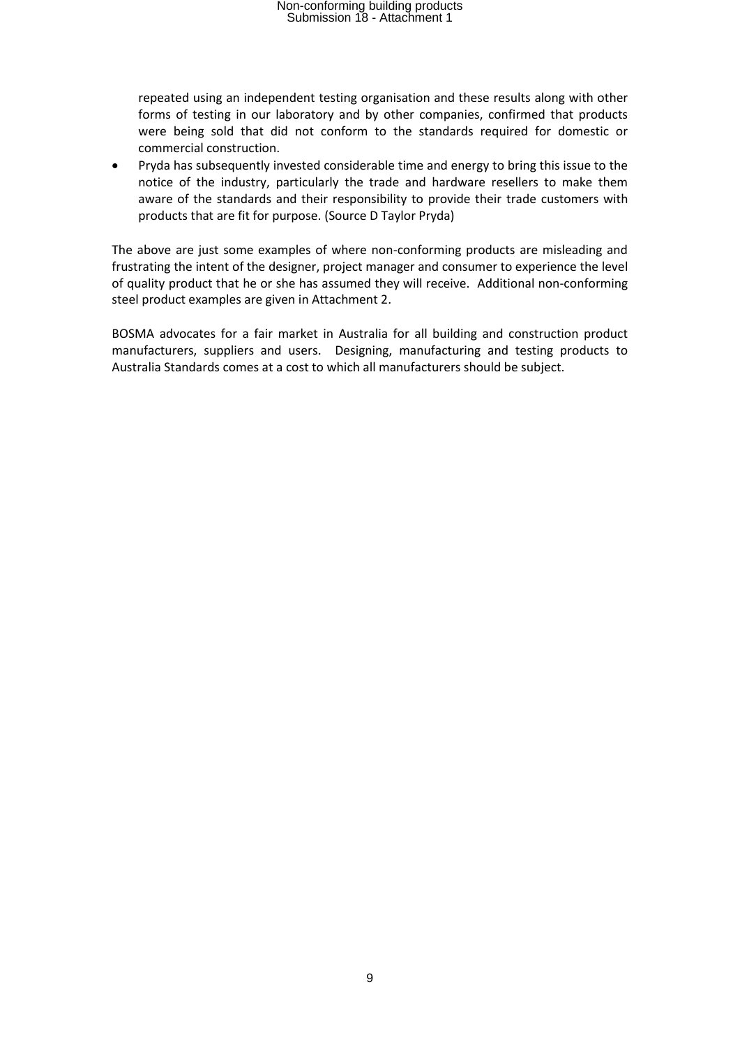repeated using an independent testing organisation and these results along with other forms of testing in our laboratory and by other companies, confirmed that products were being sold that did not conform to the standards required for domestic or commercial construction.

- Pryda has subsequently invested considerable time and energy to bring this issue to the notice of the industry, particularly the trade and hardware resellers to make them aware of the standards and their responsibility to provide their trade customers with products that are fit for purpose. (Source D Taylor Pryda)

The above are just some examples of where non-conforming products are misleading and frustrating the intent of the designer, project manager and consumer to experience the level of quality product that he or she has assumed they will receive. Additional non-conforming steel product examples are given in Attachment 2.

BOSMA advocates for a fair market in Australia for all building and construction product manufacturers, suppliers and users. Designing, manufacturing and testing products to Australia Standards comes at a cost to which all manufacturers should be subject.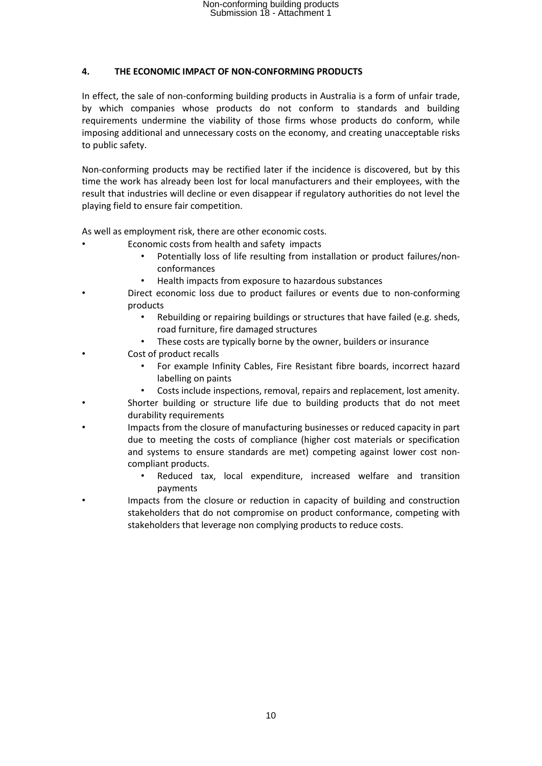## 4. THE ECONOMIC IMPACT OF NON-CONFORMING PRODUCTS

In effect, the sale of non-conforming building products in Australia is a form of unfair trade, by which companies whose products do not conform to standards and building requirements undermine the viability of those firms whose products do conform, while imposing additional and unnecessary costs on the economy, and creating unacceptable risks to public safety.

Non-conforming products may be rectified later if the incidence is discovered, but by this time the work has already been lost for local manufacturers and their employees, with the result that industries will decline or even disappear if regulatory authorities do not level the playing field to ensure fair competition.

As well as employment risk, there are other economic costs.

- Economic costs from health and safety impacts
  - Potentially loss of life resulting from installation or product failures/non-conformances
  - Health impacts from exposure to hazardous substances
- Direct economic loss due to product failures or events due to non-conforming products
  - Rebuilding or repairing buildings or structures that have failed (e.g. sheds, road furniture, fire damaged structures
  - These costs are typically borne by the owner, builders or insurance
- Cost of product recalls
  - For example Infinity Cables, Fire Resistant fibre boards, incorrect hazard labelling on paints
  - Costs include inspections, removal, repairs and replacement, lost amenity.
- Shorter building or structure life due to building products that do not meet durability requirements
- Impacts from the closure of manufacturing businesses or reduced capacity in part due to meeting the costs of compliance (higher cost materials or specification and systems to ensure standards are met) competing against lower cost non-compliant products.
  - Reduced tax, local expenditure, increased welfare and transition payments
- Impacts from the closure or reduction in capacity of building and construction stakeholders that do not compromise on product conformance, competing with stakeholders that leverage non complying products to reduce costs.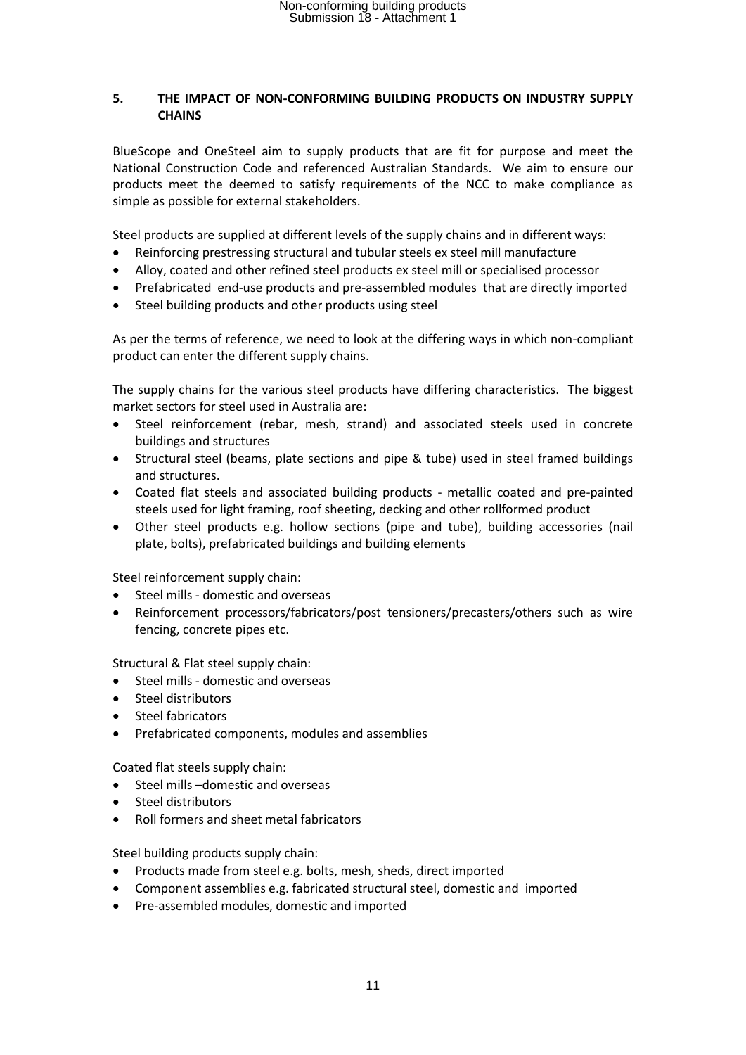## 5. THE IMPACT OF NON-CONFORMING BUILDING PRODUCTS ON INDUSTRY SUPPLY CHAINS

BlueScope and OneSteel aim to supply products that are fit for purpose and meet the National Construction Code and referenced Australian Standards. We aim to ensure our products meet the deemed to satisfy requirements of the NCC to make compliance as simple as possible for external stakeholders.

Steel products are supplied at different levels of the supply chains and in different ways:

- Reinforcing prestressing structural and tubular steels ex steel mill manufacture
- Alloy, coated and other refined steel products ex steel mill or specialised processor
- Prefabricated end-use products and pre-assembled modules that are directly imported
- Steel building products and other products using steel

As per the terms of reference, we need to look at the differing ways in which non-compliant product can enter the different supply chains.

The supply chains for the various steel products have differing characteristics. The biggest market sectors for steel used in Australia are:

- Steel reinforcement (rebar, mesh, strand) and associated steels used in concrete buildings and structures
- Structural steel (beams, plate sections and pipe & tube) used in steel framed buildings and structures.
- Coated flat steels and associated building products - metallic coated and pre-painted steels used for light framing, roof sheeting, decking and other rollformed product
- Other steel products e.g. hollow sections (pipe and tube), building accessories (nail plate, bolts), prefabricated buildings and building elements

Steel reinforcement supply chain:

- Steel mills - domestic and overseas
- Reinforcement processors/fabricators/post tensioners/precasters/others such as wire fencing, concrete pipes etc.

Structural & Flat steel supply chain:

- Steel mills - domestic and overseas
- Steel distributors
- Steel fabricators
- Prefabricated components, modules and assemblies

Coated flat steels supply chain:

- Steel mills –domestic and overseas
- Steel distributors
- Roll formers and sheet metal fabricators

Steel building products supply chain:

- Products made from steel e.g. bolts, mesh, sheds, direct imported
- Component assemblies e.g. fabricated structural steel, domestic and imported
- Pre-assembled modules, domestic and imported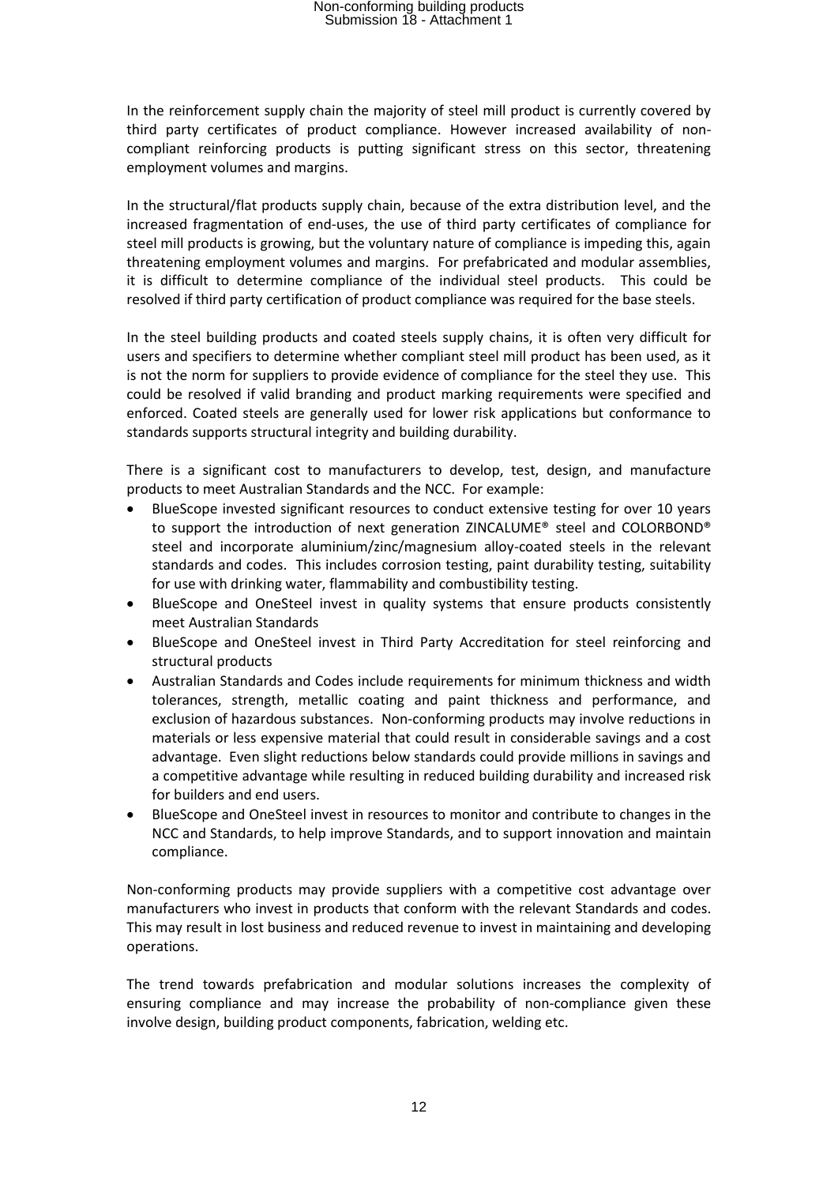In the reinforcement supply chain the majority of steel mill product is currently covered by third party certificates of product compliance. However increased availability of non-compliant reinforcing products is putting significant stress on this sector, threatening employment volumes and margins.

In the structural/flat products supply chain, because of the extra distribution level, and the increased fragmentation of end-uses, the use of third party certificates of compliance for steel mill products is growing, but the voluntary nature of compliance is impeding this, again threatening employment volumes and margins. For prefabricated and modular assemblies, it is difficult to determine compliance of the individual steel products. This could be resolved if third party certification of product compliance was required for the base steels.

In the steel building products and coated steels supply chains, it is often very difficult for users and specifiers to determine whether compliant steel mill product has been used, as it is not the norm for suppliers to provide evidence of compliance for the steel they use. This could be resolved if valid branding and product marking requirements were specified and enforced. Coated steels are generally used for lower risk applications but conformance to standards supports structural integrity and building durability.

There is a significant cost to manufacturers to develop, test, design, and manufacture products to meet Australian Standards and the NCC. For example:

- BlueScope invested significant resources to conduct extensive testing for over 10 years to support the introduction of next generation ZINCALUME® steel and COLORBOND® steel and incorporate aluminium/zinc/magnesium alloy-coated steels in the relevant standards and codes. This includes corrosion testing, paint durability testing, suitability for use with drinking water, flammability and combustibility testing.
- BlueScope and OneSteel invest in quality systems that ensure products consistently meet Australian Standards
- BlueScope and OneSteel invest in Third Party Accreditation for steel reinforcing and structural products
- Australian Standards and Codes include requirements for minimum thickness and width tolerances, strength, metallic coating and paint thickness and performance, and exclusion of hazardous substances. Non-conforming products may involve reductions in materials or less expensive material that could result in considerable savings and a cost advantage. Even slight reductions below standards could provide millions in savings and a competitive advantage while resulting in reduced building durability and increased risk for builders and end users.
- BlueScope and OneSteel invest in resources to monitor and contribute to changes in the NCC and Standards, to help improve Standards, and to support innovation and maintain compliance.

Non-conforming products may provide suppliers with a competitive cost advantage over manufacturers who invest in products that conform with the relevant Standards and codes. This may result in lost business and reduced revenue to invest in maintaining and developing operations.

The trend towards prefabrication and modular solutions increases the complexity of ensuring compliance and may increase the probability of non-compliance given these involve design, building product components, fabrication, welding etc.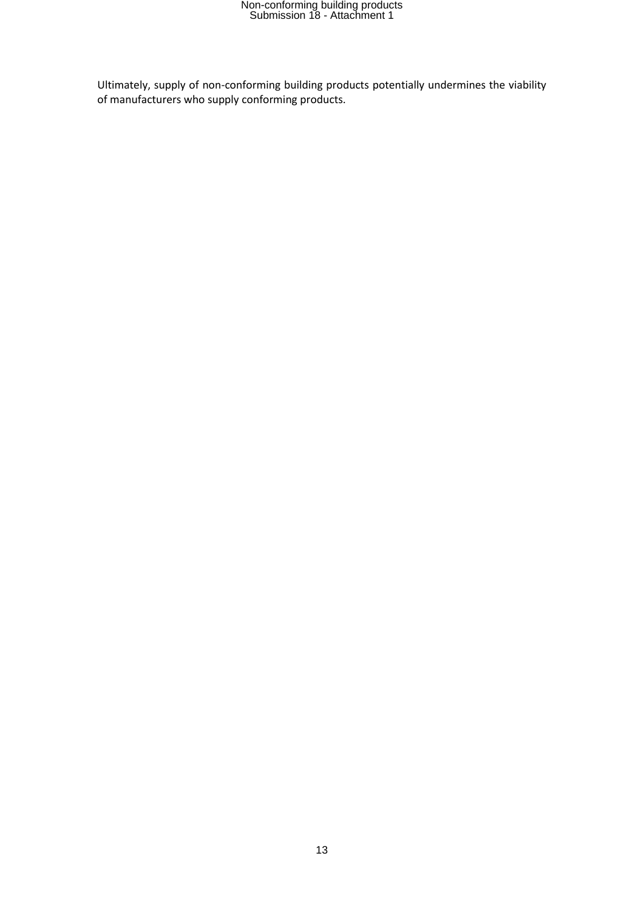Ultimately, supply of non-conforming building products potentially undermines the viability of manufacturers who supply conforming products.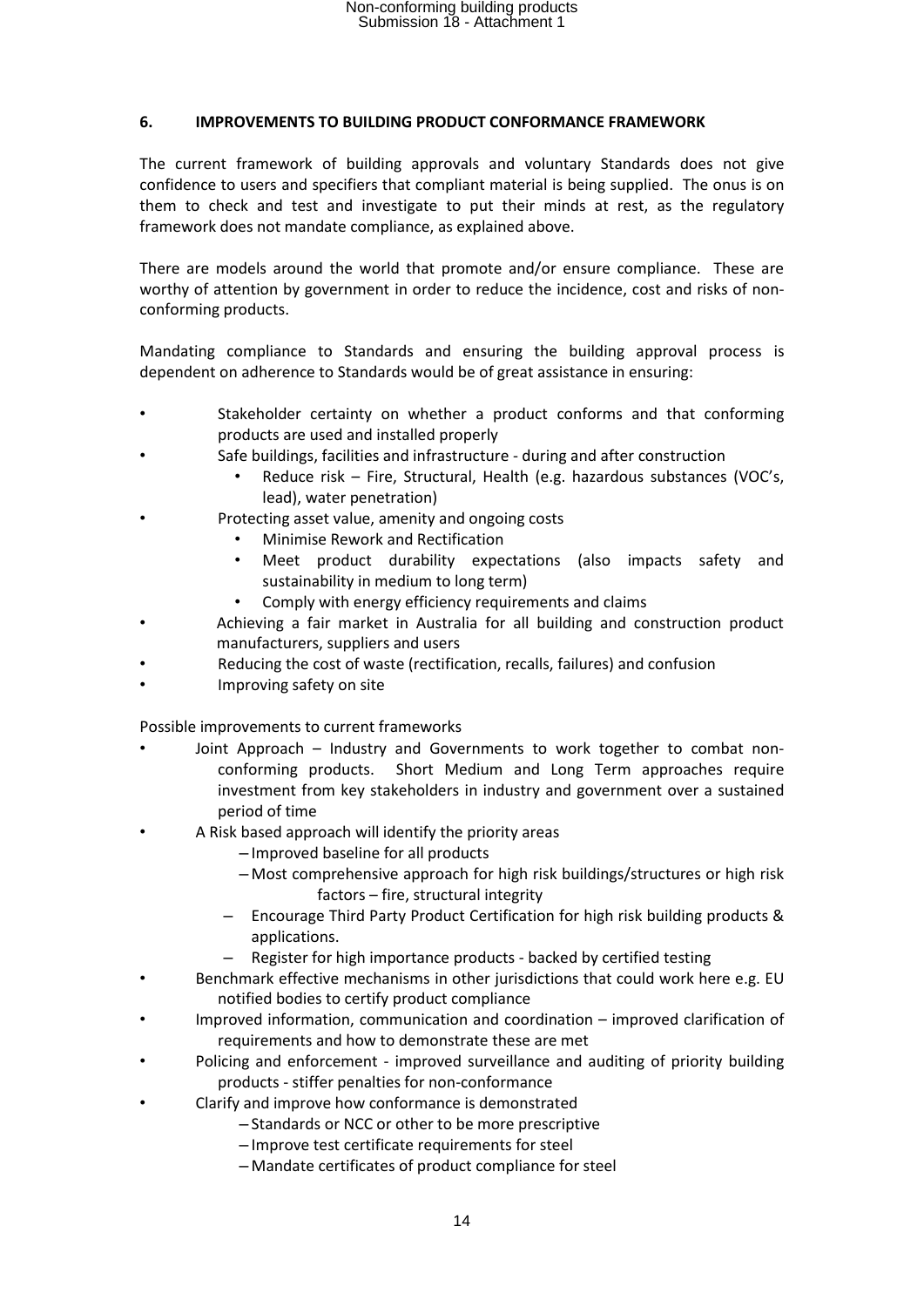## 6. IMPROVEMENTS TO BUILDING PRODUCT CONFORMANCE FRAMEWORK

The current framework of building approvals and voluntary Standards does not give confidence to users and specifiers that compliant material is being supplied. The onus is on them to check and test and investigate to put their minds at rest, as the regulatory framework does not mandate compliance, as explained above.

There are models around the world that promote and/or ensure compliance. These are worthy of attention by government in order to reduce the incidence, cost and risks of non-conforming products.

Mandating compliance to Standards and ensuring the building approval process is dependent on adherence to Standards would be of great assistance in ensuring:

- Stakeholder certainty on whether a product conforms and that conforming products are used and installed properly
- Safe buildings, facilities and infrastructure - during and after construction
  - Reduce risk – Fire, Structural, Health (e.g. hazardous substances (VOC's, lead), water penetration)
- Protecting asset value, amenity and ongoing costs
  - Minimise Rework and Rectification
  - Meet product durability expectations (also impacts safety and sustainability in medium to long term)
  - Comply with energy efficiency requirements and claims
- Achieving a fair market in Australia for all building and construction product manufacturers, suppliers and users
- Reducing the cost of waste (rectification, recalls, failures) and confusion
- Improving safety on site

Possible improvements to current frameworks

- Joint Approach – Industry and Governments to work together to combat non-conforming products. Short Medium and Long Term approaches require investment from key stakeholders in industry and government over a sustained period of time
- A Risk based approach will identify the priority areas
  - Improved baseline for all products
  - Most comprehensive approach for high risk buildings/structures or high risk factors – fire, structural integrity
  - Encourage Third Party Product Certification for high risk building products & applications.
  - Register for high importance products - backed by certified testing
- Benchmark effective mechanisms in other jurisdictions that could work here e.g. EU notified bodies to certify product compliance
- Improved information, communication and coordination – improved clarification of requirements and how to demonstrate these are met
- Policing and enforcement - improved surveillance and auditing of priority building products - stiffer penalties for non-conformance
- Clarify and improve how conformance is demonstrated
  - Standards or NCC or other to be more prescriptive
  - Improve test certificate requirements for steel
  - Mandate certificates of product compliance for steel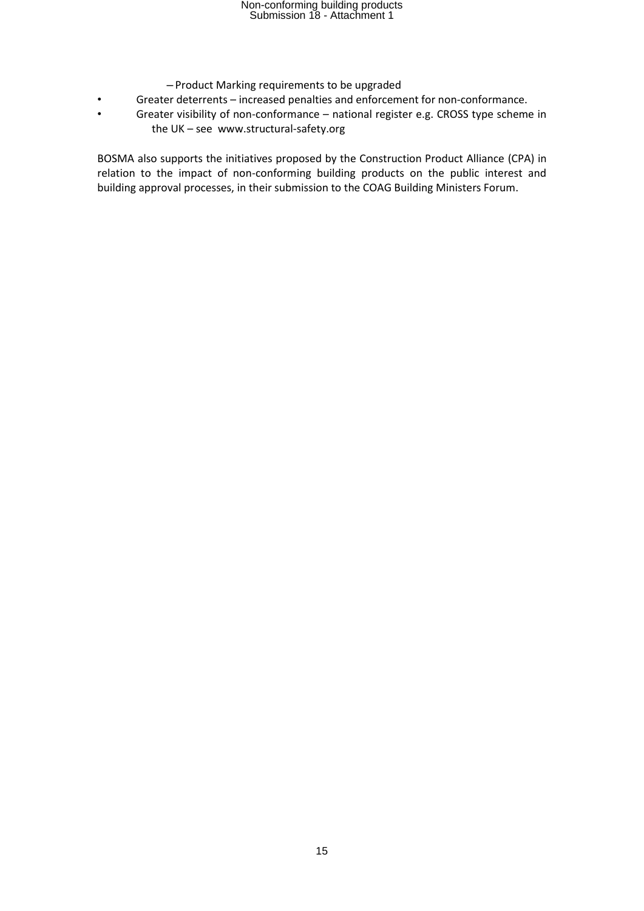- Product Marking requirements to be upgraded
- Greater deterrents – increased penalties and enforcement for non-conformance.
- Greater visibility of non-conformance – national register e.g. CROSS type scheme in the UK – see www.structural-safety.org

BOSMA also supports the initiatives proposed by the Construction Product Alliance (CPA) in relation to the impact of non-conforming building products on the public interest and building approval processes, in their submission to the COAG Building Ministers Forum.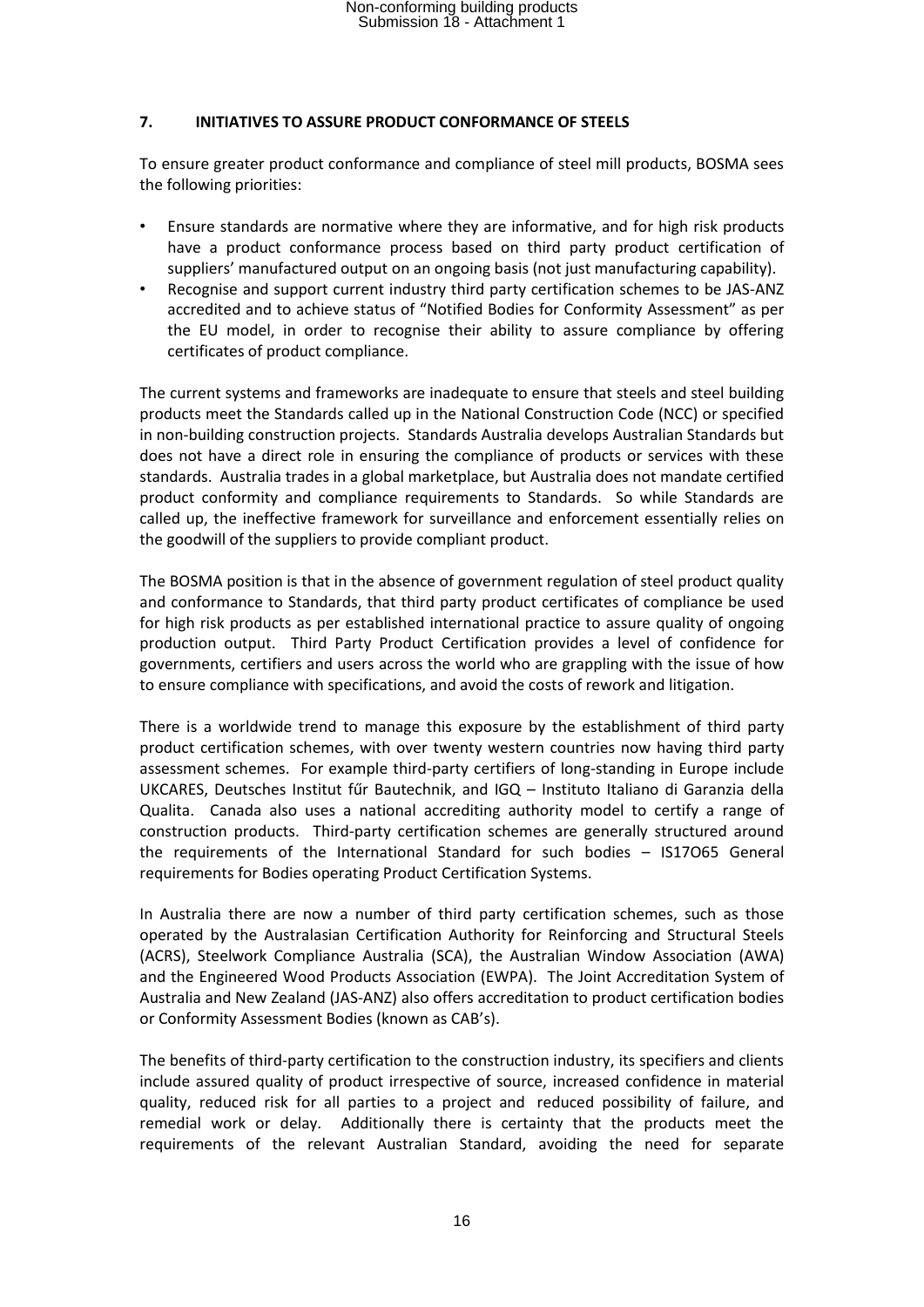## 7. INITIATIVES TO ASSURE PRODUCT CONFORMANCE OF STEELS

To ensure greater product conformance and compliance of steel mill products, BOSMA sees the following priorities:

- Ensure standards are normative where they are informative, and for high risk products have a product conformance process based on third party product certification of suppliers' manufactured output on an ongoing basis (not just manufacturing capability).
- Recognise and support current industry third party certification schemes to be JAS-ANZ accredited and to achieve status of "Notified Bodies for Conformity Assessment" as per the EU model, in order to recognise their ability to assure compliance by offering certificates of product compliance.

The current systems and frameworks are inadequate to ensure that steels and steel building products meet the Standards called up in the National Construction Code (NCC) or specified in non-building construction projects. Standards Australia develops Australian Standards but does not have a direct role in ensuring the compliance of products or services with these standards. Australia trades in a global marketplace, but Australia does not mandate certified product conformity and compliance requirements to Standards. So while Standards are called up, the ineffective framework for surveillance and enforcement essentially relies on the goodwill of the suppliers to provide compliant product.

The BOSMA position is that in the absence of government regulation of steel product quality and conformance to Standards, that third party product certificates of compliance be used for high risk products as per established international practice to assure quality of ongoing production output. Third Party Product Certification provides a level of confidence for governments, certifiers and users across the world who are grappling with the issue of how to ensure compliance with specifications, and avoid the costs of rework and litigation.

There is a worldwide trend to manage this exposure by the establishment of third party product certification schemes, with over twenty western countries now having third party assessment schemes. For example third-party certifiers of long-standing in Europe include UKCARES, Deutsches Institut fűr Bautechnik, and IGQ – Instituto Italiano di Garanzia della Qualita. Canada also uses a national accrediting authority model to certify a range of construction products. Third-party certification schemes are generally structured around the requirements of the International Standard for such bodies – IS17O65 General requirements for Bodies operating Product Certification Systems.

In Australia there are now a number of third party certification schemes, such as those operated by the Australasian Certification Authority for Reinforcing and Structural Steels (ACRS), Steelwork Compliance Australia (SCA), the Australian Window Association (AWA) and the Engineered Wood Products Association (EWPA). The Joint Accreditation System of Australia and New Zealand (JAS-ANZ) also offers accreditation to product certification bodies or Conformity Assessment Bodies (known as CAB's).

The benefits of third-party certification to the construction industry, its specifiers and clients include assured quality of product irrespective of source, increased confidence in material quality, reduced risk for all parties to a project and reduced possibility of failure, and remedial work or delay. Additionally there is certainty that the products meet the requirements of the relevant Australian Standard, avoiding the need for separate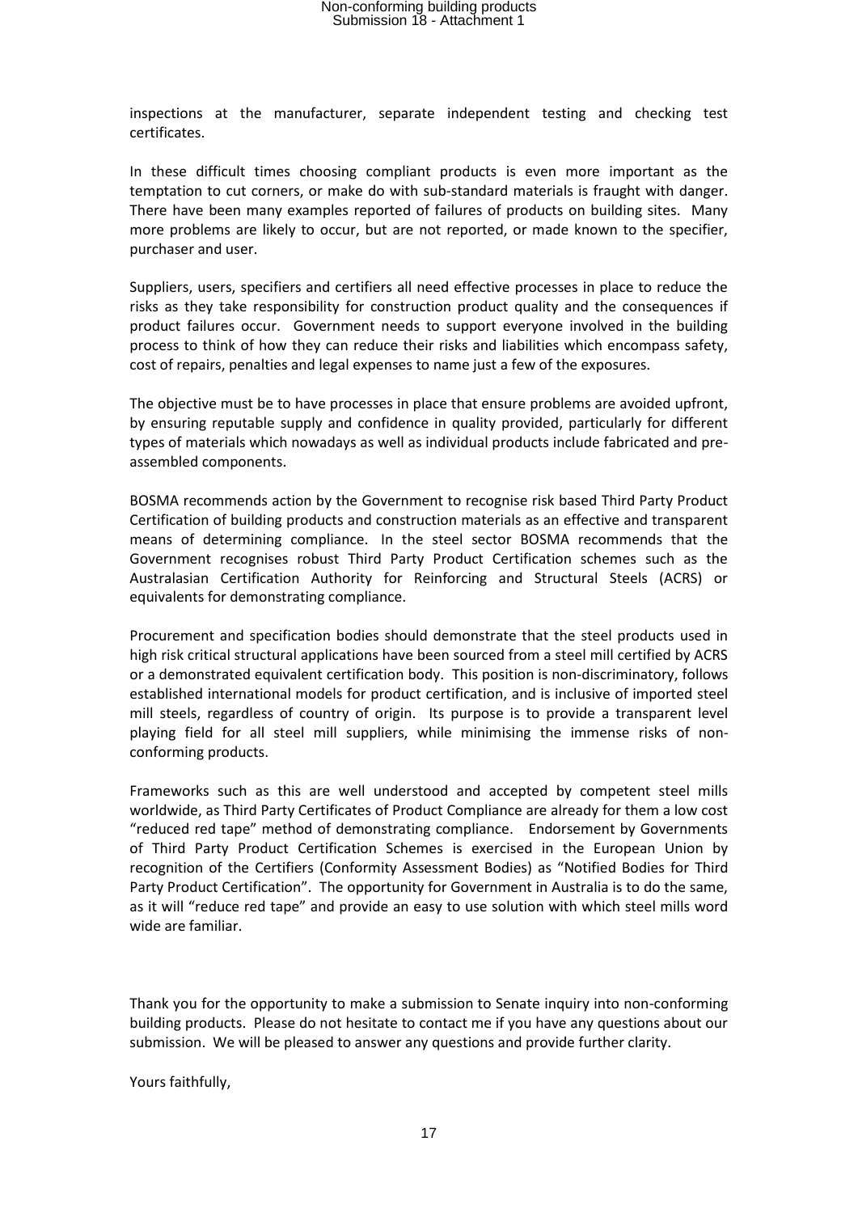inspections at the manufacturer, separate independent testing and checking test certificates.

In these difficult times choosing compliant products is even more important as the temptation to cut corners, or make do with sub-standard materials is fraught with danger. There have been many examples reported of failures of products on building sites. Many more problems are likely to occur, but are not reported, or made known to the specifier, purchaser and user.

Suppliers, users, specifiers and certifiers all need effective processes in place to reduce the risks as they take responsibility for construction product quality and the consequences if product failures occur. Government needs to support everyone involved in the building process to think of how they can reduce their risks and liabilities which encompass safety, cost of repairs, penalties and legal expenses to name just a few of the exposures.

The objective must be to have processes in place that ensure problems are avoided upfront, by ensuring reputable supply and confidence in quality provided, particularly for different types of materials which nowadays as well as individual products include fabricated and pre-assembled components.

BOSMA recommends action by the Government to recognise risk based Third Party Product Certification of building products and construction materials as an effective and transparent means of determining compliance. In the steel sector BOSMA recommends that the Government recognises robust Third Party Product Certification schemes such as the Australasian Certification Authority for Reinforcing and Structural Steels (ACRS) or equivalents for demonstrating compliance.

Procurement and specification bodies should demonstrate that the steel products used in high risk critical structural applications have been sourced from a steel mill certified by ACRS or a demonstrated equivalent certification body. This position is non-discriminatory, follows established international models for product certification, and is inclusive of imported steel mill steels, regardless of country of origin. Its purpose is to provide a transparent level playing field for all steel mill suppliers, while minimising the immense risks of non-conforming products.

Frameworks such as this are well understood and accepted by competent steel mills worldwide, as Third Party Certificates of Product Compliance are already for them a low cost "reduced red tape" method of demonstrating compliance. Endorsement by Governments of Third Party Product Certification Schemes is exercised in the European Union by recognition of the Certifiers (Conformity Assessment Bodies) as "Notified Bodies for Third Party Product Certification". The opportunity for Government in Australia is to do the same, as it will "reduce red tape" and provide an easy to use solution with which steel mills word wide are familiar.

Thank you for the opportunity to make a submission to Senate inquiry into non-conforming building products. Please do not hesitate to contact me if you have any questions about our submission. We will be pleased to answer any questions and provide further clarity.

Yours faithfully,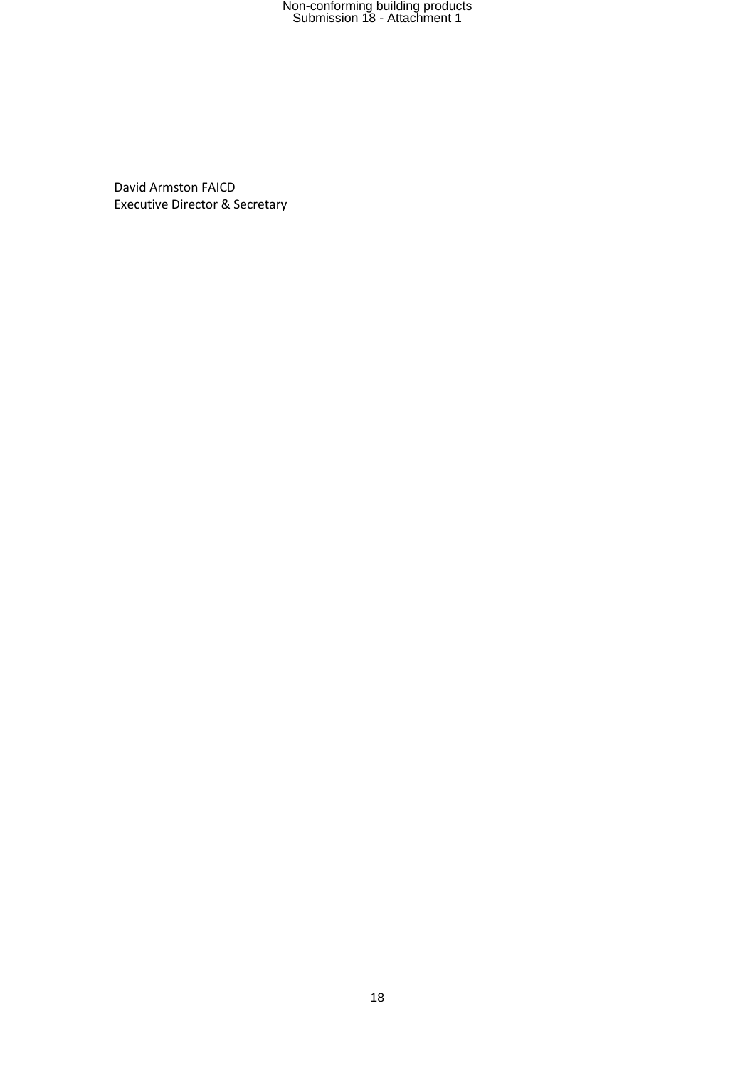David Armston FAICD
Executive Director & Secretary